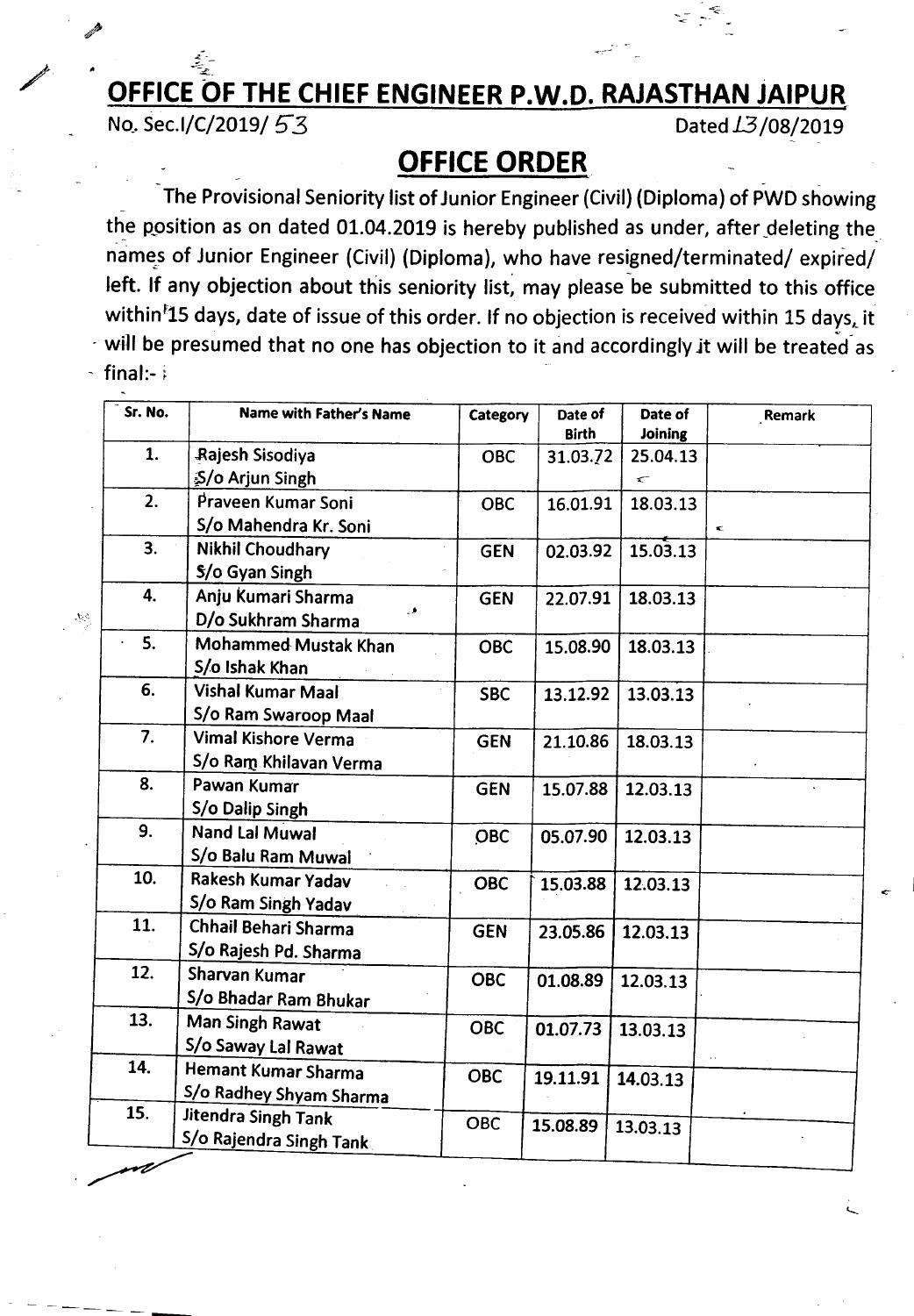# OFFICE OF THE CHIEF ENGINEER P.W.D. RAJASTHAN JAIPUR

No. Sec.I/C/2019/ 53 Dated 13/08/2019

## OFFICE ORDER

The Provisional Seniority list of Junior Engineer (Civil) (Diploma) of PWD showing the position as on dated 01.04.2019 is hereby published as under, after deleting the names of Junior Engineer (Civil) (Diploma), who have resigned/terminated/ expired/ left. If any objection about this seniority list, may please be submitted to this office within 15 days, date of issue of this order. If no objection is received within 15 days, it will be presumed that no one has objection to it and accordingly it will be treated as final:-

| Sr. No. | Name with Father's Name | Category | Date of Birth | Date of Joining | Remark |
|---|---|---|---|---|---|
| 1. | Rajesh Sisodiya S/o Arjun Singh | OBC | 31.03.72 | 25.04.13 | |
| 2. | Praveen Kumar Soni S/o Mahendra Kr. Soni | OBC | 16.01.91 | 18.03.13 | |
| 3. | Nikhil Choudhary S/o Gyan Singh | GEN | 02.03.92 | 15.03.13 | |
| 4. | Anju Kumari Sharma D/o Sukhram Sharma | GEN | 22.07.91 | 18.03.13 | |
| 5. | Mohammed Mustak Khan S/o Ishak Khan | OBC | 15.08.90 | 18.03.13 | |
| 6. | Vishal Kumar Maal S/o Ram Swaroop Maal | SBC | 13.12.92 | 13.03.13 | |
| 7. | Vimal Kishore Verma S/o Ram Khilavan Verma | GEN | 21.10.86 | 18.03.13 | |
| 8. | Pawan Kumar S/o Dalip Singh | GEN | 15.07.88 | 12.03.13 | |
| 9. | Nand Lal Muwal S/o Balu Ram Muwal | OBC | 05.07.90 | 12.03.13 | |
| 10. | Rakesh Kumar Yadav S/o Ram Singh Yadav | OBC | 15.03.88 | 12.03.13 | |
| 11. | Chhail Behari Sharma S/o Rajesh Pd. Sharma | GEN | 23.05.86 | 12.03.13 | |
| 12. | Sharvan Kumar S/o Bhadar Ram Bhukar | OBC | 01.08.89 | 12.03.13 | |
| 13. | Man Singh Rawat S/o Saway Lal Rawat | OBC | 01.07.73 | 13.03.13 | |
| 14. | Hemant Kumar Sharma S/o Radhey Shyam Sharma | OBC | 19.11.91 | 14.03.13 | |
| 15. | Jitendra Singh Tank S/o Rajendra Singh Tank | OBC | 15.08.89 | 13.03.13 | |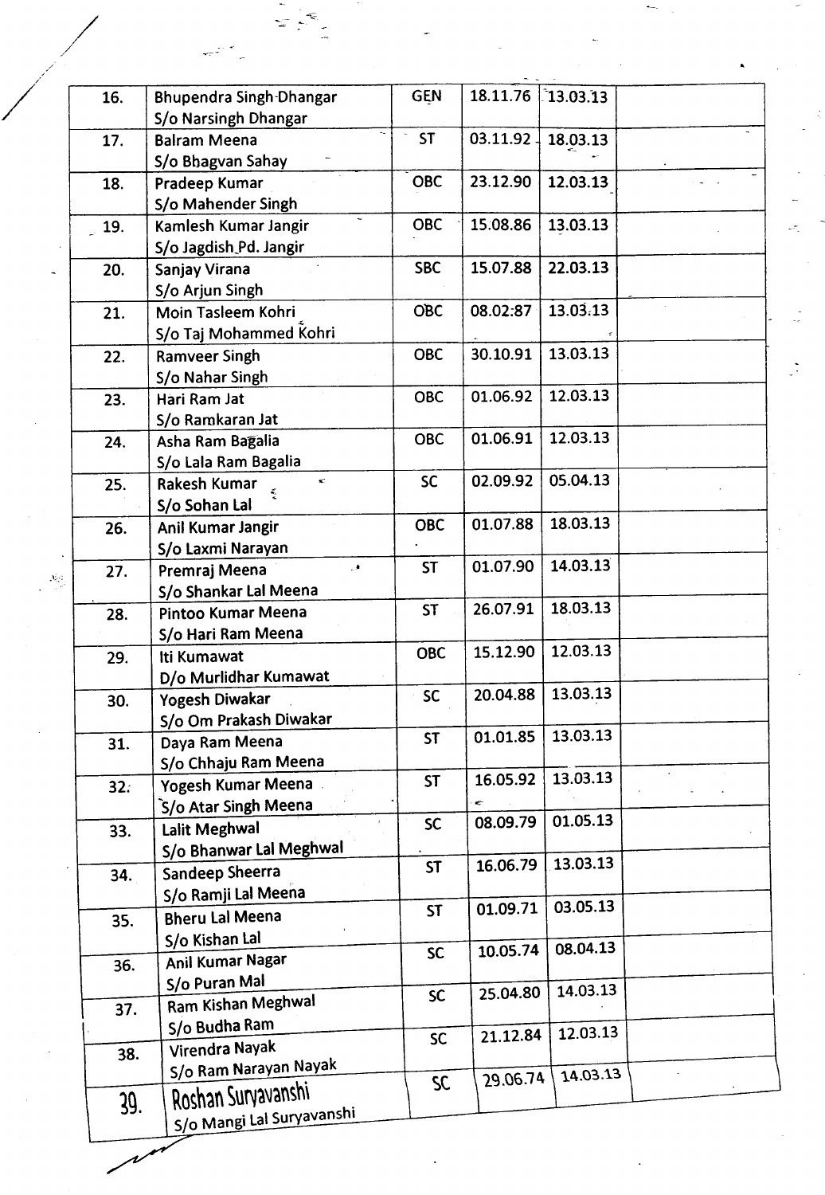| | | | | | |
|---|---|---|---|---|---|
| 16. | Bhupendra Singh Dhangar S/o Narsingh Dhangar | GEN | 18.11.76 | 13.03.13 | |
| 17. | Balram Meena S/o Bhagvan Sahay | ST | 03.11.92 | 18.03.13 | |
| 18. | Pradeep Kumar S/o Mahender Singh | OBC | 23.12.90 | 12.03.13 | |
| 19. | Kamlesh Kumar Jangir S/o Jagdish Pd. Jangir | OBC | 15.08.86 | 13.03.13 | |
| 20. | Sanjay Virana S/o Arjun Singh | SBC | 15.07.88 | 22.03.13 | |
| 21. | Moin Tasleem Kohri S/o Taj Mohammed Kohri | OBC | 08.02.87 | 13.03.13 | |
| 22. | Ramveer Singh S/o Nahar Singh | OBC | 30.10.91 | 13.03.13 | |
| 23. | Hari Ram Jat S/o Ramkaran Jat | OBC | 01.06.92 | 12.03.13 | |
| 24. | Asha Ram Bagalia S/o Lala Ram Bagalia | OBC | 01.06.91 | 12.03.13 | |
| 25. | Rakesh Kumar S/o Sohan Lal | SC | 02.09.92 | 05.04.13 | |
| 26. | Anil Kumar Jangir S/o Laxmi Narayan | OBC | 01.07.88 | 18.03.13 | |
| 27. | Premraj Meena S/o Shankar Lal Meena | ST | 01.07.90 | 14.03.13 | |
| 28. | Pintoo Kumar Meena S/o Hari Ram Meena | ST | 26.07.91 | 18.03.13 | |
| 29. | Iti Kumawat D/o Murlidhar Kumawat | OBC | 15.12.90 | 12.03.13 | |
| 30. | Yogesh Diwakar S/o Om Prakash Diwakar | SC | 20.04.88 | 13.03.13 | |
| 31. | Daya Ram Meena S/o Chhaju Ram Meena | ST | 01.01.85 | 13.03.13 | |
| 32. | Yogesh Kumar Meena S/o Atar Singh Meena | ST | 16.05.92 | 13.03.13 | |
| 33. | Lalit Meghwal S/o Bhanwar Lal Meghwal | SC | 08.09.79 | 01.05.13 | |
| 34. | Sandeep Sheerra S/o Ramji Lal Meena | ST | 16.06.79 | 13.03.13 | |
| 35. | Bheru Lal Meena S/o Kishan Lal | ST | 01.09.71 | 03.05.13 | |
| 36. | Anil Kumar Nagar S/o Puran Mal | SC | 10.05.74 | 08.04.13 | |
| 37. | Ram Kishan Meghwal S/o Budha Ram | SC | 25.04.80 | 14.03.13 | |
| 38. | Virendra Nayak S/o Ram Narayan Nayak | SC | 21.12.84 | 12.03.13 | |
| 39. | Roshan Suryavanshi S/o Mangi Lal Suryavanshi | SC | 29.06.74 | 14.03.13 | |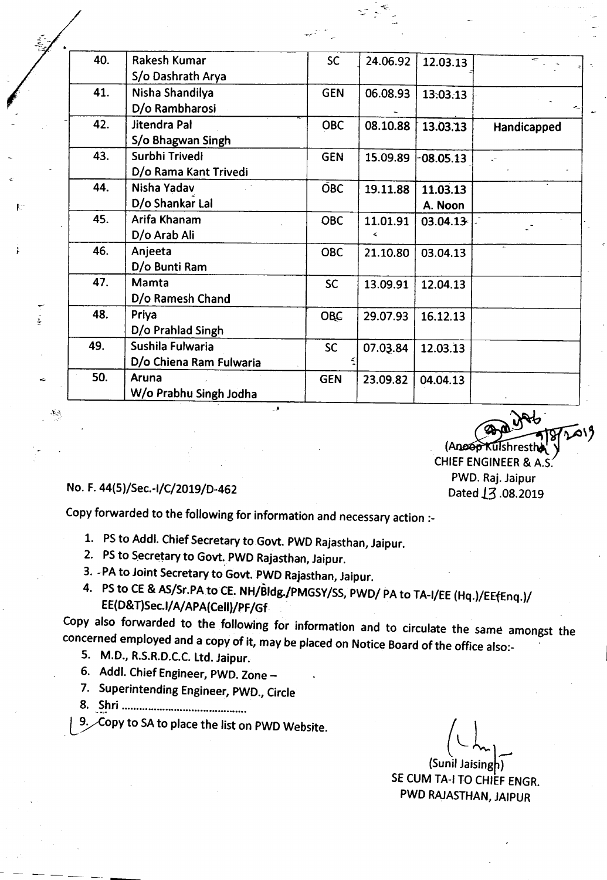| | | | | | |
|---|---|---|---|---|---|
| 40. | Rakesh Kumar S/o Dashrath Arya | SC | 24.06.92 | 12.03.13 | |
| 41. | Nisha Shandilya D/o Rambharosi | GEN | 06.08.93 | 13.03.13 | |
| 42. | Jitendra Pal S/o Bhagwan Singh | OBC | 08.10.88 | 13.03.13 | Handicapped |
| 43. | Surbhi Trivedi D/o Rama Kant Trivedi | GEN | 15.09.89 | 08.05.13 | |
| 44. | Nisha Yadav D/o Shankar Lal | OBC | 19.11.88 | 11.03.13 A. Noon | |
| 45. | Arifa Khanam D/o Arab Ali | OBC | 11.01.91 | 03.04.13 | |
| 46. | Anjeeta D/o Bunti Ram | OBC | 21.10.80 | 03.04.13 | |
| 47. | Mamta D/o Ramesh Chand | SC | 13.09.91 | 12.04.13 | |
| 48. | Priya D/o Prahlad Singh | OBC | 29.07.93 | 16.12.13 | |
| 49. | Sushila Fulwaria D/o Chiena Ram Fulwaria | SC | 07.03.84 | 12.03.13 | |
| 50. | Aruna W/o Prabhu Singh Jodha | GEN | 23.09.82 | 04.04.13 | |

9/8/2019
(Anoop Kulshrestha)
CHIEF ENGINEER & A.S.
PWD. Raj. Jaipur
Dated 13.08.2019

No. F. 44(5)/Sec.-I/C/2019/D-462

Copy forwarded to the following for information and necessary action :-

1. PS to Addl. Chief Secretary to Govt. PWD Rajasthan, Jaipur.
2. PS to Secretary to Govt. PWD Rajasthan, Jaipur.
3. PA to Joint Secretary to Govt. PWD Rajasthan, Jaipur.
4. PS to CE & AS/Sr.PA to CE. NH/Bldg./PMGSY/SS, PWD/ PA to TA-I/EE (Hq.)/EE(Enq.)/ EE(D&T)Sec.I/A/APA(Cell)/PF/Gf

Copy also forwarded to the following for information and to circulate the same amongst the concerned employed and a copy of it, may be placed on Notice Board of the office also:-

5. M.D., R.S.R.D.C.C. Ltd. Jaipur.
6. Addl. Chief Engineer, PWD. Zone –
7. Superintending Engineer, PWD., Circle
8. Shri ..........................................
9. Copy to SA to place the list on PWD Website.

(Sunil Jaisingh)
SE CUM TA-I TO CHIEF ENGR.
PWD RAJASTHAN, JAIPUR